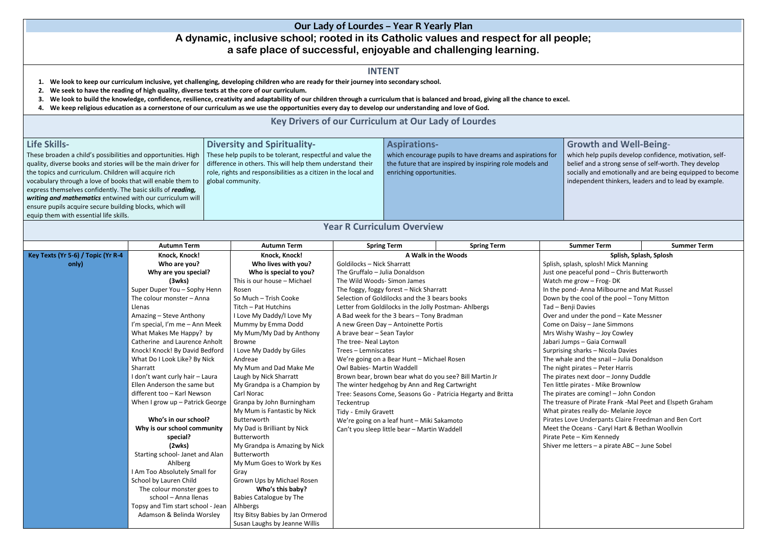# Our Lady of Lourdes – Year R Yearly Plan

## A dynamic, inclusive school; rooted in its Catholic values and respect for all people; a safe place of successful, enjoyable and challenging learning.

## INTENT

1. **We look to keep our curriculum inclusive, yet challenging, developing children who are ready for their journey into secondary school.**
2. **We seek to have the reading of high quality, diverse texts at the core of our curriculum.**
3. **We look to build the knowledge, confidence, resilience, creativity and adaptability of our children through a curriculum that is balanced and broad, giving all the chance to excel.**
4. **We keep religious education as a cornerstone of our curriculum as we use the opportunities every day to develop our understanding and love of God.**

## Key Drivers of our Curriculum at Our Lady of Lourdes

| Life Skills- | Diversity and Spirituality- | Aspirations- | Growth and Well-Being- |
|---|---|---|---|
| These broaden a child's possibilities and opportunities. High quality, diverse books and stories will be the main driver for the topics and curriculum. Children will acquire rich vocabulary through a love of books that will enable them to express themselves confidently. The basic skills of ***reading, writing and mathematics*** entwined with our curriculum will ensure pupils acquire secure building blocks, which will equip them with essential life skills. | These help pupils to be tolerant, respectful and value the difference in others. This will help them understand their role, rights and responsibilities as a citizen in the local and global community. | which encourage pupils to have dreams and aspirations for the future that are inspired by inspiring role models and enriching opportunities. | which help pupils develop confidence, motivation, self-belief and a strong sense of self-worth. They develop socially and emotionally and are being equipped to become independent thinkers, leaders and to lead by example. |

## Year R Curriculum Overview

| | Autumn Term | Autumn Term | Spring Term | Spring Term | Summer Term | Summer Term |
|---|---|---|---|---|---|---|
| **Key Texts (Yr 5-6) / Topic (Yr R-4 only)** | **Knock, Knock!**<br>**Who are you?**<br>**Why are you special?**<br>**(3wks)**<br>Super Duper You – Sophy Henn<br>The colour monster – Anna Llenas<br>Amazing – Steve Anthony<br>I'm special, I'm me – Ann Meek<br>What Makes Me Happy? by Catherine and Laurence Anholt<br>Knock! Knock! By David Bedford<br>What Do I Look Like? By Nick Sharratt<br>I don't want curly hair – Laura Ellen Anderson the same but different too – Karl Newson<br>When I grow up – Patrick George<br><br>**Who's in our school?**<br>**Why is our school community special?**<br>**(2wks)**<br>Starting school- Janet and Alan Ahlberg<br>I Am Too Absolutely Small for School by Lauren Child<br>The colour monster goes to school – Anna llenas<br>Topsy and Tim start school - Jean Adamson & Belinda Worsley | **Knock, Knock!**<br>**Who lives with you?**<br>**Who is special to you?**<br>This is our house – Michael Rosen<br>So Much – Trish Cooke<br>Titch – Pat Hutchins<br>I Love My Daddy/I Love My Mummy by Emma Dodd<br>My Mum/My Dad by Anthony Browne<br>I Love My Daddy by Giles Andreae<br>My Mum and Dad Make Me Laugh by Nick Sharratt<br>My Grandpa is a Champion by Carl Norac<br>Granpa by John Burningham<br>My Mum is Fantastic by Nick Butterworth<br>My Dad is Brilliant by Nick Butterworth<br>My Grandpa is Amazing by Nick Butterworth<br>My Mum Goes to Work by Kes Gray<br>Grown Ups by Michael Rosen<br>**Who's this baby?**<br>Babies Catalogue by The Alhbergs<br>Itsy Bitsy Babies by Jan Ormerod<br>Susan Laughs by Jeanne Willis | **A Walk in the Woods**<br>Goldilocks – Nick Sharratt<br>The Gruffalo – Julia Donaldson<br>The Wild Woods- Simon James<br>The foggy, foggy forest – Nick Sharratt<br>Selection of Goldilocks and the 3 bears books<br>Letter from Goldilocks in the Jolly Postman- Ahlbergs<br>A Bad week for the 3 bears – Tony Bradman<br>A new Green Day – Antoinette Portis<br>A brave bear – Sean Taylor<br>The tree- Neal Layton<br>Trees – Lemniscates<br>We're going on a Bear Hunt – Michael Rosen<br>Owl Babies- Martin Waddell<br>Brown bear, brown bear what do you see? Bill Martin Jr<br>The winter hedgehog by Ann and Reg Cartwright<br>Tree: Seasons Come, Seasons Go - Patricia Hegarty and Britta Teckentrup<br>Tidy - Emily Gravett<br>We're going on a leaf hunt – Miki Sakamoto<br>Can't you sleep little bear – Martin Waddell | | **Splish, Splash, Splosh**<br>Splish, splash, splosh! Mick Manning<br>Just one peaceful pond – Chris Butterworth<br>Watch me grow – Frog- DK<br>In the pond- Anna Milbourne and Mat Russel<br>Down by the cool of the pool – Tony Mitton<br>Tad – Benji Davies<br>Over and under the pond – Kate Messner<br>Come on Daisy – Jane Simmons<br>Mrs Wishy Washy – Joy Cowley<br>Jabari Jumps – Gaia Cornwall<br>Surprising sharks – Nicola Davies<br>The whale and the snail – Julia Donaldson<br>The night pirates – Peter Harris<br>The pirates next door – Jonny Duddle<br>Ten little pirates - Mike Brownlow<br>The pirates are coming! – John Condon<br>The treasure of Pirate Frank -Mal Peet and Elspeth Graham<br>What pirates really do- Melanie Joyce<br>Pirates Love Underpants Claire Freedman and Ben Cort<br>Meet the Oceans - Caryl Hart & Bethan Woollvin<br>Pirate Pete – Kim Kennedy<br>Shiver me letters – a pirate ABC – June Sobel | |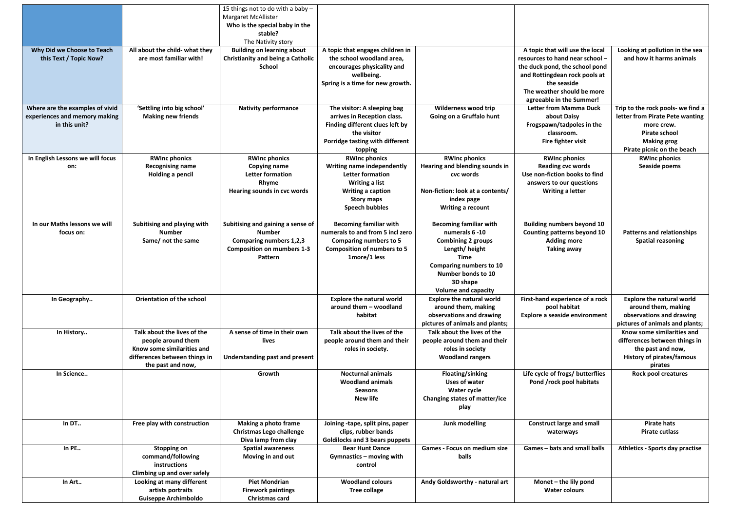|  |  | 15 things not to do with a baby – Margaret McAllister<br>**Who is the special baby in the stable?**<br>The Nativity story |  |  |  |  |
|---|---|---|---|---|---|---|
| **Why Did we Choose to Teach this Text / Topic Now?** | **All about the child- what they are most familiar with!** | **Building on learning about Christianity and being a Catholic School** | **A topic that engages children in the school woodland area, encourages physicality and wellbeing.**<br>**Spring is a time for new growth.** |  | **A topic that will use the local resources to hand near school – the duck pond, the school pond and Rottingdean rock pools at the seaside**<br>**The weather should be more agreeable in the Summer!** | **Looking at pollution in the sea and how it harms animals** |
| **Where are the examples of vivid experiences and memory making in this unit?** | **'Settling into big school'**<br>**Making new friends** | **Nativity performance** | **The visitor: A sleeping bag arrives in Reception class.**<br>**Finding different clues left by the visitor**<br>**Porridge tasting with different topping** | **Wilderness wood trip**<br>**Going on a Gruffalo hunt** | **Letter from Mamma Duck about Daisy**<br>**Frogspawn/tadpoles in the classroom.**<br>**Fire fighter visit** | **Trip to the rock pools- we find a letter from Pirate Pete wanting more crew.**<br>**Pirate school**<br>**Making grog**<br>**Pirate picnic on the beach** |
| **In English Lessons we will focus on:** | **RWInc phonics**<br>**Recognising name**<br>**Holding a pencil** | **RWInc phonics**<br>**Copying name**<br>**Letter formation**<br>**Rhyme**<br>**Hearing sounds in cvc words** | **RWInc phonics**<br>**Writing name independently**<br>**Letter formation**<br>**Writing a list**<br>**Writing a caption**<br>**Story maps**<br>**Speech bubbles** | **RWInc phonics**<br>**Hearing and blending sounds in cvc words**<br><br>**Non-fiction: look at a contents/ index page**<br>**Writing a recount** | **RWInc phonics**<br>**Reading cvc words**<br>**Use non-fiction books to find answers to our questions**<br>**Writing a letter** | **RWInc phonics**<br>**Seaside poems** |
| **In our Maths lessons we will focus on:** | **Subitising and playing with Number**<br>**Same/ not the same** | **Subitising and gaining a sense of Number**<br>**Comparing numbers 1,2,3**<br>**Composition on numbers 1-3**<br>**Pattern** | **Becoming familiar with numerals to and from 5 incl zero**<br>**Comparing numbers to 5**<br>**Composition of numbers to 5**<br>**1more/1 less** | **Becoming familiar with numerals 6 -10**<br>**Combining 2 groups**<br>**Length/ height**<br>**Time**<br>**Comparing numbers to 10**<br>**Number bonds to 10**<br>**3D shape**<br>**Volume and capacity** | **Building numbers beyond 10**<br>**Counting patterns beyond 10**<br>**Adding more**<br>**Taking away** | **Patterns and relationships**<br>**Spatial reasoning** |
| **In Geography..** | **Orientation of the school** |  | **Explore the natural world around them – woodland habitat** | **Explore the natural world around them, making observations and drawing pictures of animals and plants;** | **First-hand experience of a rock pool habitat**<br>**Explore a seaside environment** | **Explore the natural world around them, making observations and drawing pictures of animals and plants;** |
| **In History..** | **Talk about the lives of the people around them**<br>**Know some similarities and differences between things in the past and now,** | **A sense of time in their own lives**<br><br>**Understanding past and present** | **Talk about the lives of the people around them and their roles in society.** | **Talk about the lives of the people around them and their roles in society**<br>**Woodland rangers** |  | **Know some similarities and differences between things in the past and now,**<br>**History of pirates/famous pirates** |
| **In Science..** |  | **Growth** | **Nocturnal animals**<br>**Woodland animals**<br>**Seasons**<br>**New life** | **Floating/sinking**<br>**Uses of water**<br>**Water cycle**<br>**Changing states of matter/ice play** | **Life cycle of frogs/ butterflies**<br>**Pond /rock pool habitats** | **Rock pool creatures** |
| **In DT..** | **Free play with construction** | **Making a photo frame**<br>**Christmas Lego challenge**<br>**Diva lamp from clay** | **Joining -tape, split pins, paper clips, rubber bands**<br>**Goldilocks and 3 bears puppets** | **Junk modelling** | **Construct large and small waterways** | **Pirate hats**<br>**Pirate cutlass** |
| **In PE..** | **Stopping on command/following instructions**<br>**Climbing up and over safely** | **Spatial awareness**<br>**Moving in and out** | **Bear Hunt Dance**<br>**Gymnastics – moving with control** | **Games - Focus on medium size balls** | **Games – bats and small balls** | **Athletics - Sports day practise** |
| **In Art..** | **Looking at many different artists portraits**<br>**Guiseppe Archimboldo** | **Piet Mondrian**<br>**Firework paintings**<br>**Christmas card** | **Woodland colours**<br>**Tree collage** | **Andy Goldsworthy - natural art** | **Monet – the lily pond**<br>**Water colours** |  |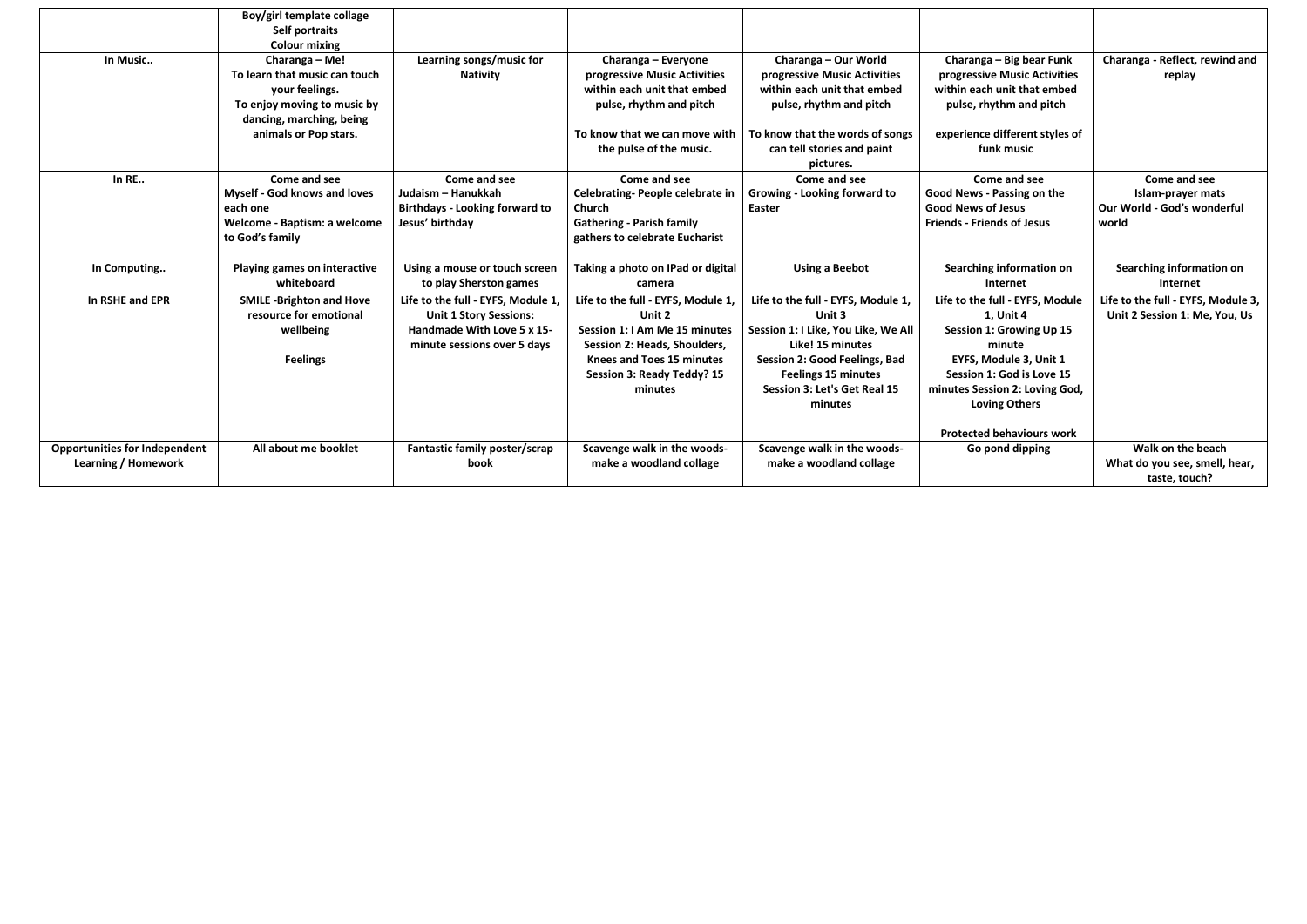| | | | | | | |
|---|---|---|---|---|---|---|
| | **Boy/girl template collage**<br>**Self portraits**<br>**Colour mixing** | | | | | |
| **In Music..** | **Charanga – Me!**<br>**To learn that music can touch your feelings.**<br>**To enjoy moving to music by dancing, marching, being animals or Pop stars.** | **Learning songs/music for Nativity** | **Charanga – Everyone progressive Music Activities within each unit that embed pulse, rhythm and pitch**<br><br>**To know that we can move with the pulse of the music.** | **Charanga – Our World progressive Music Activities within each unit that embed pulse, rhythm and pitch**<br><br>**To know that the words of songs can tell stories and paint pictures.** | **Charanga – Big bear Funk progressive Music Activities within each unit that embed pulse, rhythm and pitch**<br><br>**experience different styles of funk music** | **Charanga - Reflect, rewind and replay** |
| **In RE..** | **Come and see**<br>**Myself - God knows and loves each one**<br>**Welcome - Baptism: a welcome to God's family** | **Come and see**<br>**Judaism – Hanukkah**<br>**Birthdays - Looking forward to Jesus' birthday** | **Come and see**<br>**Celebrating- People celebrate in Church**<br>**Gathering - Parish family gathers to celebrate Eucharist** | **Come and see**<br>**Growing - Looking forward to Easter** | **Come and see**<br>**Good News - Passing on the Good News of Jesus**<br>**Friends - Friends of Jesus** | **Come and see**<br>**Islam-prayer mats**<br>**Our World - God's wonderful world** |
| **In Computing..** | **Playing games on interactive whiteboard** | **Using a mouse or touch screen to play Sherston games** | **Taking a photo on IPad or digital camera** | **Using a Beebot** | **Searching information on Internet** | **Searching information on Internet** |
| **In RSHE and EPR** | **SMILE -Brighton and Hove resource for emotional wellbeing**<br><br>**Feelings** | **Life to the full - EYFS, Module 1, Unit 1 Story Sessions: Handmade With Love 5 x 15-minute sessions over 5 days** | **Life to the full - EYFS, Module 1, Unit 2**<br>**Session 1: I Am Me 15 minutes**<br>**Session 2: Heads, Shoulders, Knees and Toes 15 minutes**<br>**Session 3: Ready Teddy? 15 minutes** | **Life to the full - EYFS, Module 1, Unit 3**<br>**Session 1: I Like, You Like, We All Like! 15 minutes**<br>**Session 2: Good Feelings, Bad Feelings 15 minutes**<br>**Session 3: Let's Get Real 15 minutes** | **Life to the full - EYFS, Module 1, Unit 4**<br>**Session 1: Growing Up 15 minute**<br>**EYFS, Module 3, Unit 1**<br>**Session 1: God is Love 15 minutes Session 2: Loving God, Loving Others**<br><br>**Protected behaviours work** | **Life to the full - EYFS, Module 3, Unit 2 Session 1: Me, You, Us** |
| **Opportunities for Independent Learning / Homework** | **All about me booklet** | **Fantastic family poster/scrap book** | **Scavenge walk in the woods- make a woodland collage** | **Scavenge walk in the woods- make a woodland collage** | **Go pond dipping** | **Walk on the beach**<br>**What do you see, smell, hear, taste, touch?** |